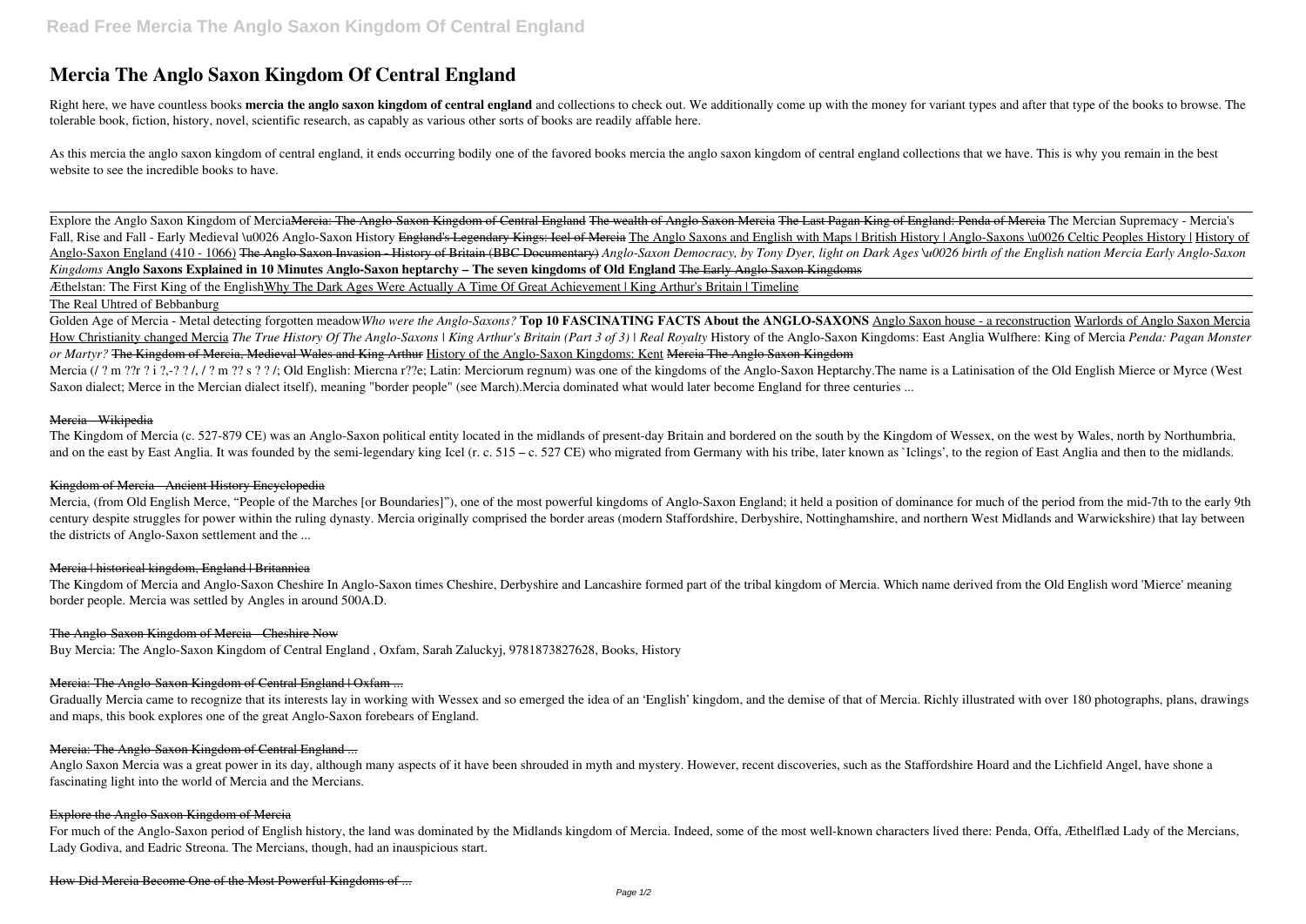# Mercia The Anglo Saxon Kingdom Of Central England

Right here, we have countless books **mercia the anglo saxon kingdom of central england** and collections to check out. We additionally come up with the money for variant types and after that type of the books to browse. The tolerable book, fiction, history, novel, scientific research, as capably as various other sorts of books are readily affable here.

As this mercia the anglo saxon kingdom of central england, it ends occurring bodily one of the favored books mercia the anglo saxon kingdom of central england collections that we have. This is why you remain in the best website to see the incredible books to have.

Explore the Anglo Saxon Kingdom of Mercia~~Mercia: The Anglo-Saxon Kingdom of Central England~~ ~~The wealth of Anglo Saxon Mercia~~ ~~The Last Pagan King of England: Penda of Mercia~~ The Mercian Supremacy - Mercia's Fall, Rise and Fall - Early Medieval \u0026 Anglo-Saxon History ~~England's Legendary Kings: Icel of Mercia~~ The Anglo Saxons and English with Maps | British History | Anglo-Saxons \u0026 Celtic Peoples History | History of Anglo-Saxon England (410 - 1066) ~~The Anglo Saxon Invasion - History of Britain (BBC Documentary)~~ *Anglo-Saxon Democracy, by Tony Dyer, light on Dark Ages \u0026 birth of the English nation Mercia Early Anglo-Saxon Kingdoms* **Anglo Saxons Explained in 10 Minutes Anglo-Saxon heptarchy – The seven kingdoms of Old England** ~~The Early Anglo Saxon Kingdoms~~

Æthelstan: The First King of the EnglishWhy The Dark Ages Were Actually A Time Of Great Achievement | King Arthur's Britain | Timeline

The Real Uhtred of Bebbanburg

Golden Age of Mercia - Metal detecting forgotten meadow*Who were the Anglo-Saxons?* **Top 10 FASCINATING FACTS About the ANGLO-SAXONS** Anglo Saxon house - a reconstruction Warlords of Anglo Saxon Mercia How Christianity changed Mercia *The True History Of The Anglo-Saxons | King Arthur's Britain (Part 3 of 3) | Real Royalty* History of the Anglo-Saxon Kingdoms: East Anglia Wulfhere: King of Mercia *Penda: Pagan Monster or Martyr?* ~~The Kingdom of Mercia, Medieval Wales and King Arthur~~ History of the Anglo-Saxon Kingdoms: Kent ~~Mercia The Anglo Saxon Kingdom~~

Mercia (/ ? m ??r ? i ?,-? ? /, / ? m ?? s ? ? /; Old English: Miercna r??e; Latin: Merciorum regnum) was one of the kingdoms of the Anglo-Saxon Heptarchy.The name is a Latinisation of the Old English Mierce or Myrce (West Saxon dialect; Merce in the Mercian dialect itself), meaning "border people" (see March).Mercia dominated what would later become England for three centuries ...

~~Mercia - Wikipedia~~

The Kingdom of Mercia (c. 527-879 CE) was an Anglo-Saxon political entity located in the midlands of present-day Britain and bordered on the south by the Kingdom of Wessex, on the west by Wales, north by Northumbria, and on the east by East Anglia. It was founded by the semi-legendary king Icel (r. c. 515 – c. 527 CE) who migrated from Germany with his tribe, later known as `Iclings', to the region of East Anglia and then to the midlands.

~~Kingdom of Mercia - Ancient History Encyclopedia~~

Mercia, (from Old English Merce, "People of the Marches [or Boundaries]"), one of the most powerful kingdoms of Anglo-Saxon England; it held a position of dominance for much of the period from the mid-7th to the early 9th century despite struggles for power within the ruling dynasty. Mercia originally comprised the border areas (modern Staffordshire, Derbyshire, Nottinghamshire, and northern West Midlands and Warwickshire) that lay between the districts of Anglo-Saxon settlement and the ...

~~Mercia | historical kingdom, England | Britannica~~

The Kingdom of Mercia and Anglo-Saxon Cheshire In Anglo-Saxon times Cheshire, Derbyshire and Lancashire formed part of the tribal kingdom of Mercia. Which name derived from the Old English word 'Mierce' meaning border people. Mercia was settled by Angles in around 500A.D.

~~The Anglo-Saxon Kingdom of Mercia - Cheshire Now~~

Buy Mercia: The Anglo-Saxon Kingdom of Central England , Oxfam, Sarah Zaluckyj, 9781873827628, Books, History

~~Mercia: The Anglo-Saxon Kingdom of Central England | Oxfam ...~~

Gradually Mercia came to recognize that its interests lay in working with Wessex and so emerged the idea of an 'English' kingdom, and the demise of that of Mercia. Richly illustrated with over 180 photographs, plans, drawings and maps, this book explores one of the great Anglo-Saxon forebears of England.

~~Mercia: The Anglo-Saxon Kingdom of Central England ...~~

Anglo Saxon Mercia was a great power in its day, although many aspects of it have been shrouded in myth and mystery. However, recent discoveries, such as the Staffordshire Hoard and the Lichfield Angel, have shone a fascinating light into the world of Mercia and the Mercians.

~~Explore the Anglo Saxon Kingdom of Mercia~~

For much of the Anglo-Saxon period of English history, the land was dominated by the Midlands kingdom of Mercia. Indeed, some of the most well-known characters lived there: Penda, Offa, Æthelflæd Lady of the Mercians, Lady Godiva, and Eadric Streona. The Mercians, though, had an inauspicious start.

~~How Did Mercia Become One of the Most Powerful Kingdoms of ...~~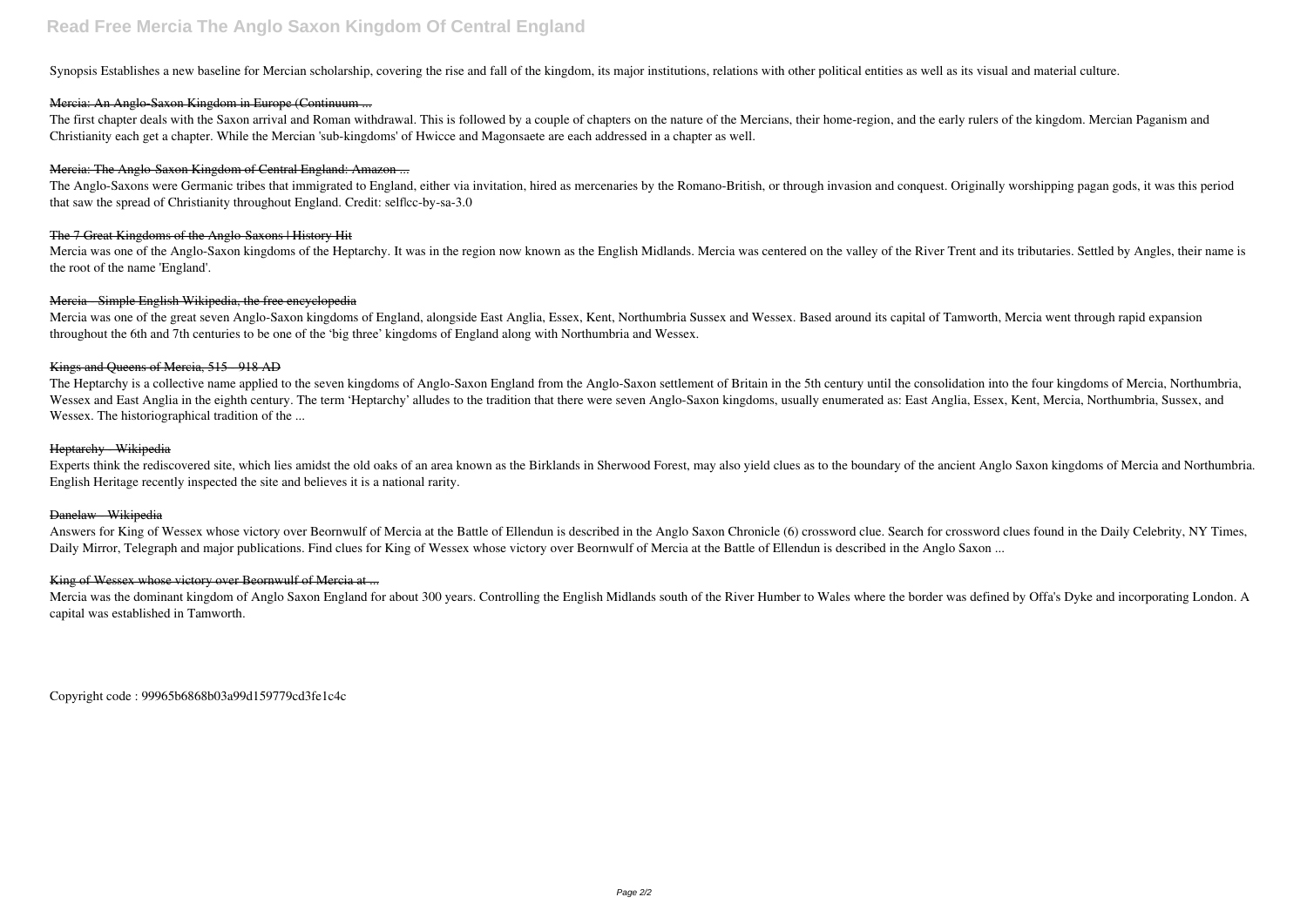Synopsis Establishes a new baseline for Mercian scholarship, covering the rise and fall of the kingdom, its major institutions, relations with other political entities as well as its visual and material culture.

Mercia: An Anglo-Saxon Kingdom in Europe (Continuum ...

The first chapter deals with the Saxon arrival and Roman withdrawal. This is followed by a couple of chapters on the nature of the Mercians, their home-region, and the early rulers of the kingdom. Mercian Paganism and Christianity each get a chapter. While the Mercian 'sub-kingdoms' of Hwicce and Magonsaete are each addressed in a chapter as well.

Mercia: The Anglo-Saxon Kingdom of Central England: Amazon ...

The Anglo-Saxons were Germanic tribes that immigrated to England, either via invitation, hired as mercenaries by the Romano-British, or through invasion and conquest. Originally worshipping pagan gods, it was this period that saw the spread of Christianity throughout England. Credit: self|cc-by-sa-3.0

The 7 Great Kingdoms of the Anglo-Saxons | History Hit

Mercia was one of the Anglo-Saxon kingdoms of the Heptarchy. It was in the region now known as the English Midlands. Mercia was centered on the valley of the River Trent and its tributaries. Settled by Angles, their name is the root of the name 'England'.

Mercia - Simple English Wikipedia, the free encyclopedia

Mercia was one of the great seven Anglo-Saxon kingdoms of England, alongside East Anglia, Essex, Kent, Northumbria Sussex and Wessex. Based around its capital of Tamworth, Mercia went through rapid expansion throughout the 6th and 7th centuries to be one of the 'big three' kingdoms of England along with Northumbria and Wessex.

Kings and Queens of Mercia, 515 - 918 AD

The Heptarchy is a collective name applied to the seven kingdoms of Anglo-Saxon England from the Anglo-Saxon settlement of Britain in the 5th century until the consolidation into the four kingdoms of Mercia, Northumbria, Wessex and East Anglia in the eighth century. The term 'Heptarchy' alludes to the tradition that there were seven Anglo-Saxon kingdoms, usually enumerated as: East Anglia, Essex, Kent, Mercia, Northumbria, Sussex, and Wessex. The historiographical tradition of the ...

Heptarchy - Wikipedia

Experts think the rediscovered site, which lies amidst the old oaks of an area known as the Birklands in Sherwood Forest, may also yield clues as to the boundary of the ancient Anglo Saxon kingdoms of Mercia and Northumbria. English Heritage recently inspected the site and believes it is a national rarity.

Danelaw - Wikipedia

Answers for King of Wessex whose victory over Beornwulf of Mercia at the Battle of Ellendun is described in the Anglo Saxon Chronicle (6) crossword clue. Search for crossword clues found in the Daily Celebrity, NY Times, Daily Mirror, Telegraph and major publications. Find clues for King of Wessex whose victory over Beornwulf of Mercia at the Battle of Ellendun is described in the Anglo Saxon ...

King of Wessex whose victory over Beornwulf of Mercia at ...

Mercia was the dominant kingdom of Anglo Saxon England for about 300 years. Controlling the English Midlands south of the River Humber to Wales where the border was defined by Offa's Dyke and incorporating London. A capital was established in Tamworth.

Copyright code : 99965b6868b03a99d159779cd3fe1c4c